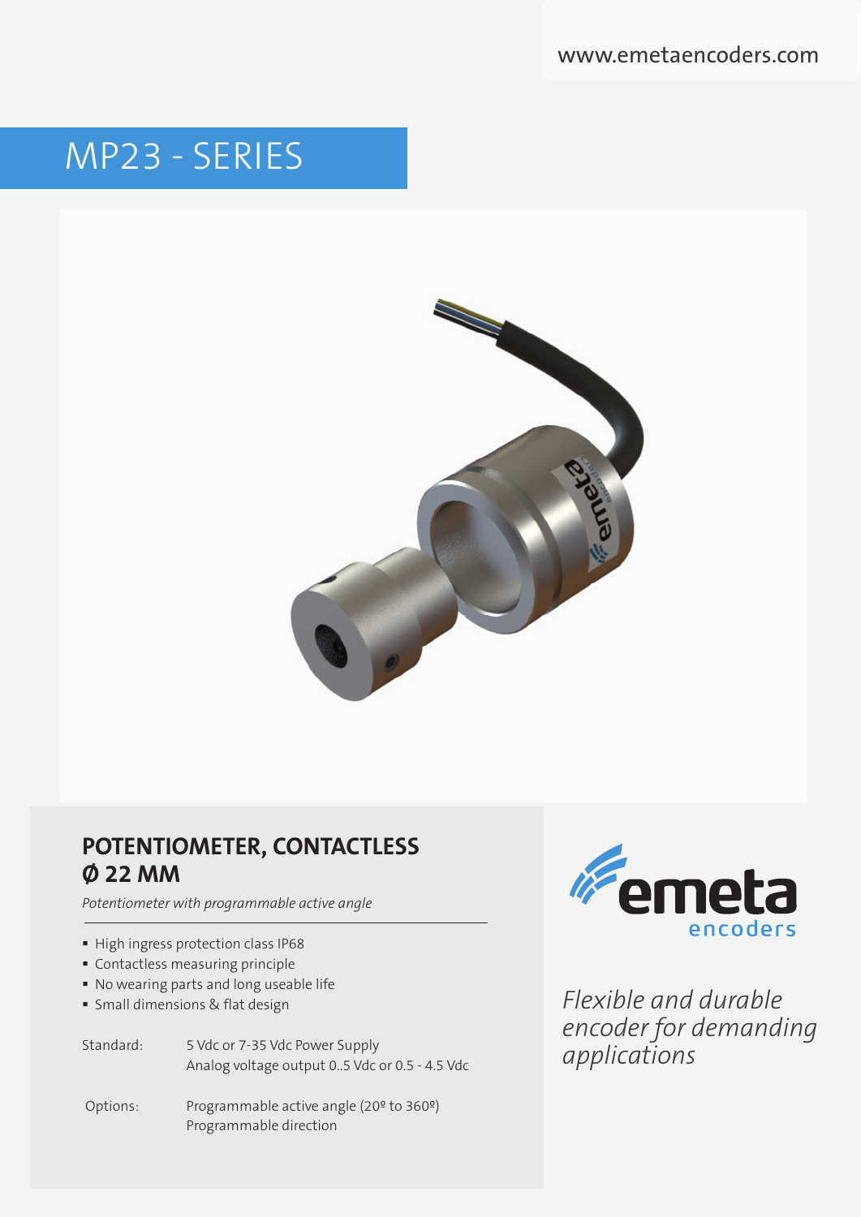www.emetaencoders.com

# MP23 - SERIES

## POTENTIOMETER, CONTACTLESS Ø 22 MM

*Potentiometer with programmable active angle*

- High ingress protection class IP68
- Contactless measuring principle
- No wearing parts and long useable life
- Small dimensions & flat design

| | |
|---|---|
| Standard: | 5 Vdc or 7-35 Vdc Power Supply<br>Analog voltage output 0..5 Vdc or 0.5 - 4.5 Vdc |
| Options: | Programmable active angle (20º to 360º)<br>Programmable direction |

emeta encoders

*Flexible and durable encoder for demanding applications*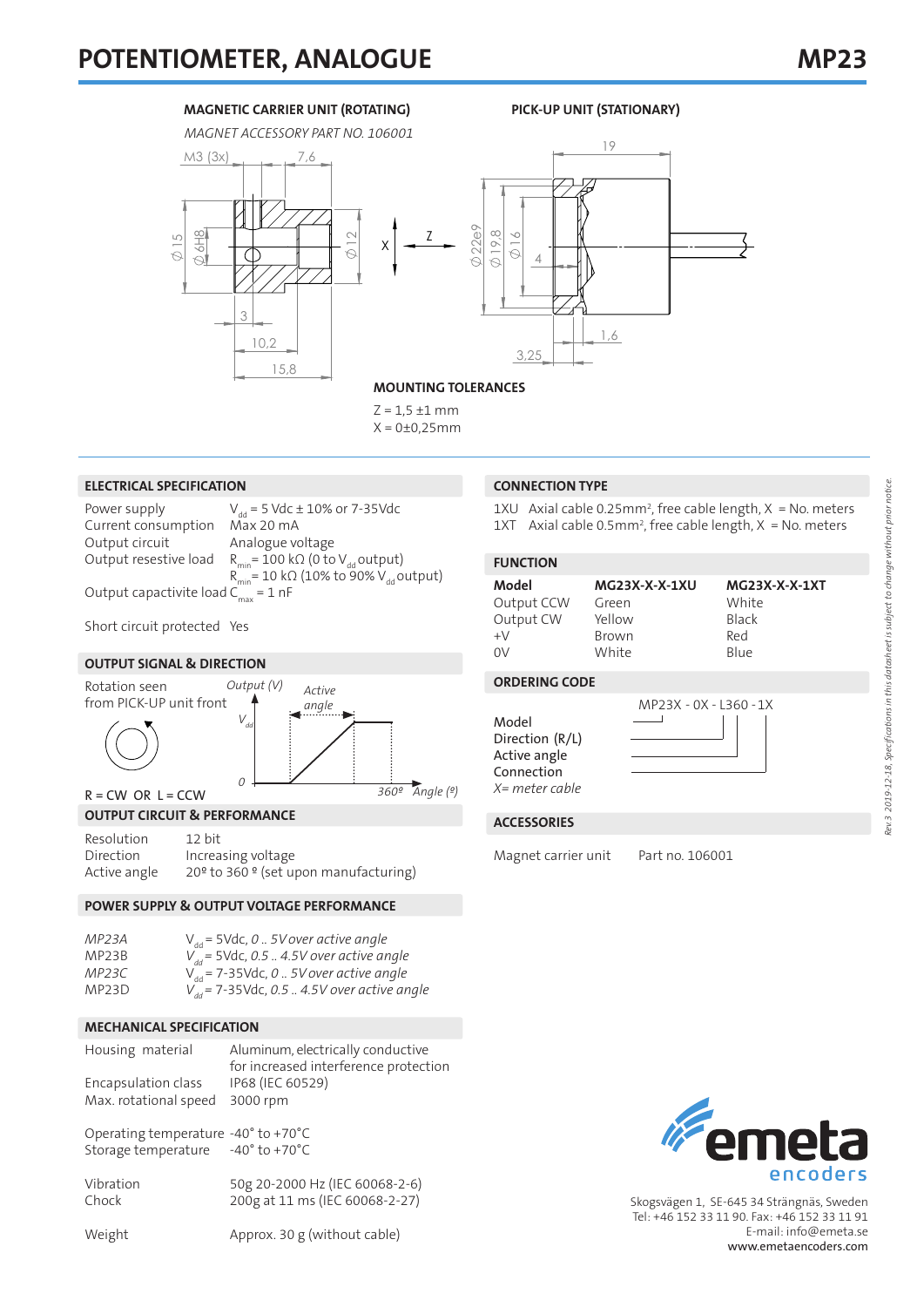# POTENTIOMETER, ANALOGUE

**MP23**

**MAGNETIC CARRIER UNIT (ROTATING)**

*MAGNET ACCESSORY PART NO. 106001*

M3 (3x)
7,6
∅ 15
∅ 6H8
∅ 12
3
10,2
15,8

X
Z

**PICK-UP UNIT (STATIONARY)**

19
∅ 22e9
∅ 19,8
∅ 16
4
1,6
3,25

**MOUNTING TOLERANCES**

Z = 1,5 ±1 mm
X = 0±0,25mm

## ELECTRICAL SPECIFICATION

| | |
|---|---|
| Power supply | $V_{dd}$ = 5 Vdc ± 10% or 7-35Vdc |
| Current consumption | Max 20 mA |
| Output circuit | Analogue voltage |
| Output resestive load | $R_{min}$ = 100 kΩ (0 to $V_{dd}$ output) |
| | $R_{min}$ = 10 kΩ (10% to 90% $V_{dd}$ output) |
| Output capacitive load | $C_{max}$ = 1 nF |
| Short circuit protected | Yes |

## OUTPUT SIGNAL & DIRECTION

Rotation seen from PICK-UP unit front

R = CW OR L = CCW

*Output (V)*
$V_{dd}$
0
*Active angle*
360º
*Angle (º)*

## OUTPUT CIRCUIT & PERFORMANCE

| | |
|---|---|
| Resolution | 12 bit |
| Direction | Increasing voltage |
| Active angle | 20º to 360 º (set upon manufacturing) |

## POWER SUPPLY & OUTPUT VOLTAGE PERFORMANCE

| | |
|---|---|
| *MP23A* | $V_{dd}$ = 5Vdc, *0 .. 5V over active angle* |
| MP23B | $V_{dd}$ = 5Vdc, *0.5 .. 4.5V over active angle* |
| *MP23C* | $V_{dd}$ = 7-35Vdc, *0 .. 5V over active angle* |
| MP23D | $V_{dd}$ = 7-35Vdc, *0.5 .. 4.5V over active angle* |

## MECHANICAL SPECIFICATION

| | |
|---|---|
| Housing material | Aluminum, electrically conductive for increased interference protection |
| Encapsulation class | IP68 (IEC 60529) |
| Max. rotational speed | 3000 rpm |
| Operating temperature | -40° to +70°C |
| Storage temperature | -40° to +70°C |
| Vibration | 50g 20-2000 Hz (IEC 60068-2-6) |
| Chock | 200g at 11 ms (IEC 60068-2-27) |
| Weight | Approx. 30 g (without cable) |

## CONNECTION TYPE

1XU Axial cable 0.25mm², free cable length, X = No. meters
1XT Axial cable 0.5mm², free cable length, X = No. meters

## FUNCTION

| Model | MG23X-X-X-1XU | MG23X-X-X-1XT |
|---|---|---|
| Output CCW | Green | White |
| Output CW | Yellow | Black |
| +V | Brown | Red |
| 0V | White | Blue |

## ORDERING CODE

MP23X - 0X - L360 - 1X

Model
Direction (R/L)
Active angle
Connection
*X= meter cable*

## ACCESSORIES

| | |
|---|---|
| Magnet carrier unit | Part no. 106001 |

*Rev 3 2019-12-18, Specifications in this datasheet is subject to change without prior notice.*

emeta encoders

Skogsvägen 1, SE-645 34 Strängnäs, Sweden
Tel: +46 152 33 11 90. Fax: +46 152 33 11 91
E-mail: info@emeta.se
www.emetaencoders.com